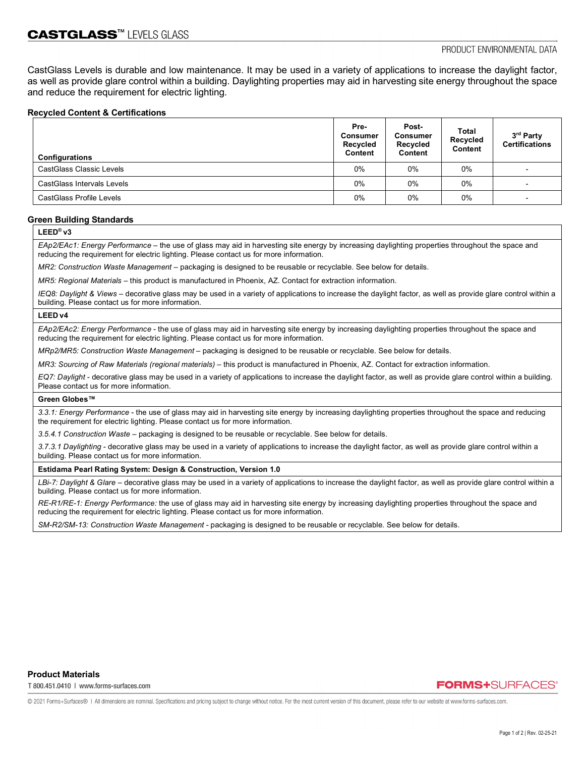# CASTGLASS™ LEVELS GLASS

PRODUCT ENVIRONMENTAL DATA

CastGlass Levels is durable and low maintenance. It may be used in a variety of applications to increase the daylight factor, as well as provide glare control within a building. Daylighting properties may aid in harvesting site energy throughout the space and reduce the requirement for electric lighting.

### Recycled Content & Certifications

| Configurations | Pre-Consumer Recycled Content | Post-Consumer Recycled Content | Total Recycled Content | 3rd Party Certifications |
|---|---|---|---|---|
| CastGlass Classic Levels | 0% | 0% | 0% | - |
| CastGlass Intervals Levels | 0% | 0% | 0% | - |
| CastGlass Profile Levels | 0% | 0% | 0% | - |

### Green Building Standards

**LEED® v3**

*EAp2/EAc1: Energy Performance* – the use of glass may aid in harvesting site energy by increasing daylighting properties throughout the space and reducing the requirement for electric lighting. Please contact us for more information.

*MR2: Construction Waste Management* – packaging is designed to be reusable or recyclable. See below for details.

*MR5: Regional Materials* – this product is manufactured in Phoenix, AZ. Contact for extraction information.

*IEQ8: Daylight & Views* – decorative glass may be used in a variety of applications to increase the daylight factor, as well as provide glare control within a building. Please contact us for more information.

**LEED v4**

*EAp2/EAc2: Energy Performance* - the use of glass may aid in harvesting site energy by increasing daylighting properties throughout the space and reducing the requirement for electric lighting. Please contact us for more information.

*MRp2/MR5: Construction Waste Management* – packaging is designed to be reusable or recyclable. See below for details.

*MR3: Sourcing of Raw Materials (regional materials)* – this product is manufactured in Phoenix, AZ. Contact for extraction information.

*EQ7: Daylight* - decorative glass may be used in a variety of applications to increase the daylight factor, as well as provide glare control within a building. Please contact us for more information.

**Green Globes™**

*3.3.1: Energy Performance* - the use of glass may aid in harvesting site energy by increasing daylighting properties throughout the space and reducing the requirement for electric lighting. Please contact us for more information.

*3.5.4.1 Construction Waste* – packaging is designed to be reusable or recyclable. See below for details.

*3.7.3.1 Daylighting* - decorative glass may be used in a variety of applications to increase the daylight factor, as well as provide glare control within a building. Please contact us for more information.

**Estidama Pearl Rating System: Design & Construction, Version 1.0**

*LBi-7: Daylight & Glare* – decorative glass may be used in a variety of applications to increase the daylight factor, as well as provide glare control within a building. Please contact us for more information.

*RE-R1/RE-1: Energy Performance:* the use of glass may aid in harvesting site energy by increasing daylighting properties throughout the space and reducing the requirement for electric lighting. Please contact us for more information.

*SM-R2/SM-13: Construction Waste Management* - packaging is designed to be reusable or recyclable. See below for details.

### Product Materials

T 800.451.0410 | www.forms-surfaces.com

FORMS+SURFACES®

© 2021 Forms+Surfaces® | All dimensions are nominal. Specifications and pricing subject to change without notice. For the most current version of this document, please refer to our website at www.forms-surfaces.com.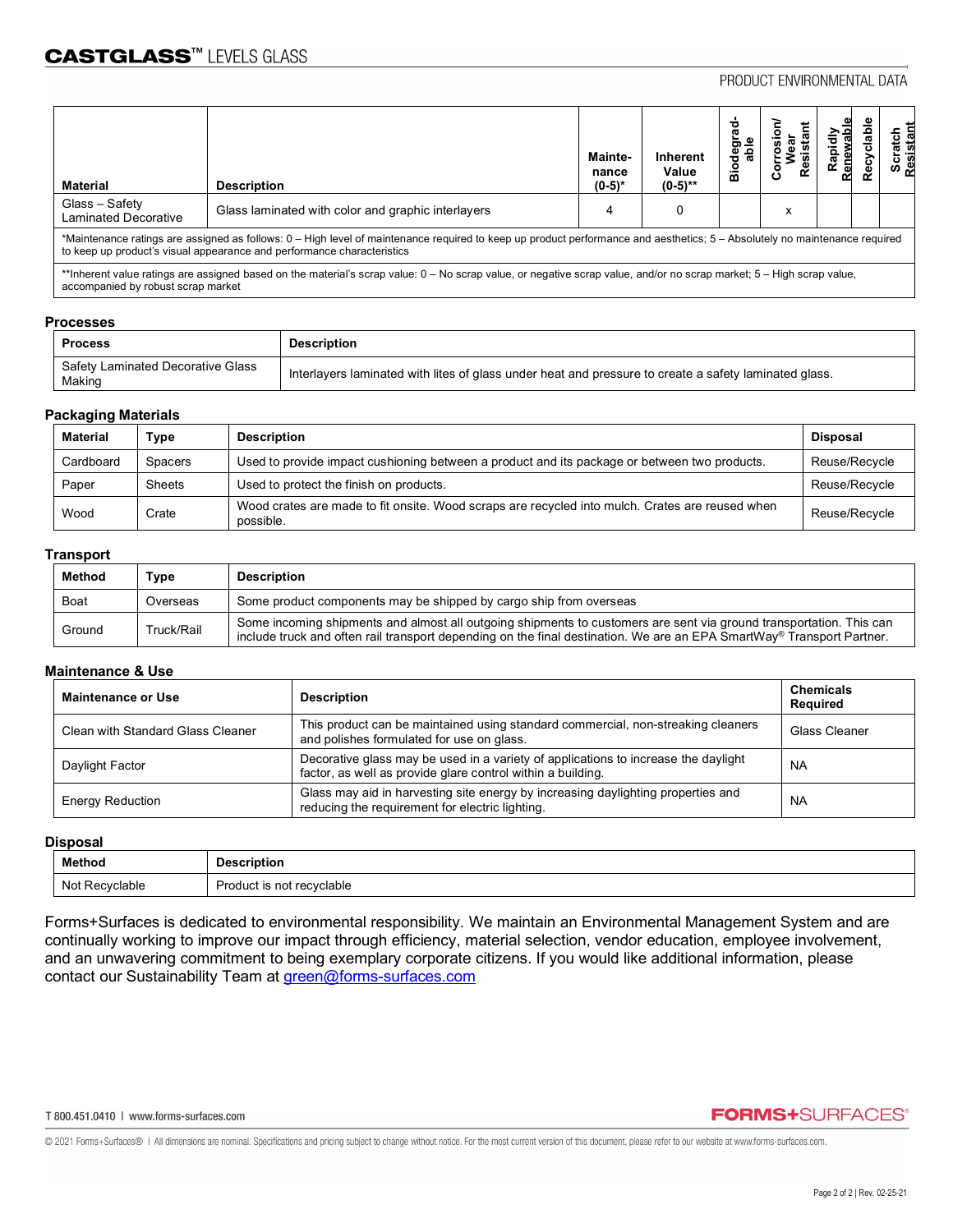# CASTGLASS™ LEVELS GLASS

PRODUCT ENVIRONMENTAL DATA

| Material | Description | Mainte-nance (0-5)* | Inherent Value (0-5)** | Biodegrad-able | Corrosion/ Wear Resistant | Rapidly Renewable | Recyclable | Scratch Resistant |
|---|---|---|---|---|---|---|---|---|
| Glass – Safety Laminated Decorative | Glass laminated with color and graphic interlayers | 4 | 0 | | x | | | |

*Maintenance ratings are assigned as follows: 0 – High level of maintenance required to keep up product performance and aesthetics; 5 – Absolutely no maintenance required to keep up product's visual appearance and performance characteristics

**Inherent value ratings are assigned based on the material's scrap value: 0 – No scrap value, or negative scrap value, and/or no scrap market; 5 – High scrap value, accompanied by robust scrap market

## Processes

| Process | Description |
|---|---|
| Safety Laminated Decorative Glass Making | Interlayers laminated with lites of glass under heat and pressure to create a safety laminated glass. |

## Packaging Materials

| Material | Type | Description | Disposal |
|---|---|---|---|
| Cardboard | Spacers | Used to provide impact cushioning between a product and its package or between two products. | Reuse/Recycle |
| Paper | Sheets | Used to protect the finish on products. | Reuse/Recycle |
| Wood | Crate | Wood crates are made to fit onsite. Wood scraps are recycled into mulch. Crates are reused when possible. | Reuse/Recycle |

## Transport

| Method | Type | Description |
|---|---|---|
| Boat | Overseas | Some product components may be shipped by cargo ship from overseas |
| Ground | Truck/Rail | Some incoming shipments and almost all outgoing shipments to customers are sent via ground transportation. This can include truck and often rail transport depending on the final destination. We are an EPA SmartWay® Transport Partner. |

## Maintenance & Use

| Maintenance or Use | Description | Chemicals Required |
|---|---|---|
| Clean with Standard Glass Cleaner | This product can be maintained using standard commercial, non-streaking cleaners and polishes formulated for use on glass. | Glass Cleaner |
| Daylight Factor | Decorative glass may be used in a variety of applications to increase the daylight factor, as well as provide glare control within a building. | NA |
| Energy Reduction | Glass may aid in harvesting site energy by increasing daylighting properties and reducing the requirement for electric lighting. | NA |

## Disposal

| Method | Description |
|---|---|
| Not Recyclable | Product is not recyclable |

Forms+Surfaces is dedicated to environmental responsibility. We maintain an Environmental Management System and are continually working to improve our impact through efficiency, material selection, vendor education, employee involvement, and an unwavering commitment to being exemplary corporate citizens. If you would like additional information, please contact our Sustainability Team at green@forms-surfaces.com

T 800.451.0410 | www.forms-surfaces.com

FORMS+SURFACES®

© 2021 Forms+Surfaces® | All dimensions are nominal. Specifications and pricing subject to change without notice. For the most current version of this document, please refer to our website at www.forms-surfaces.com.